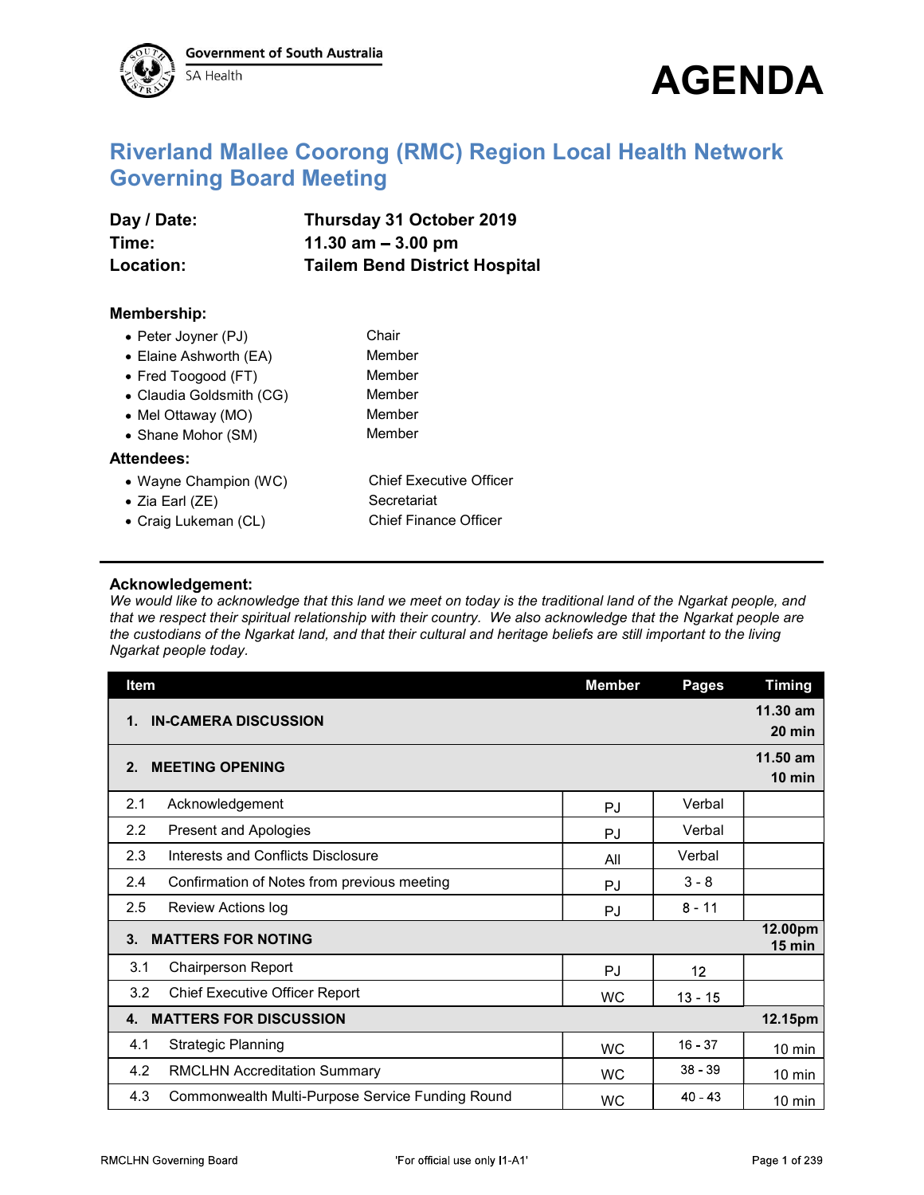Government of South Australia
SA Health

# AGENDA

## Riverland Mallee Coorong (RMC) Region Local Health Network Governing Board Meeting

| | |
|---|---|
| **Day / Date:** | **Thursday 31 October 2019** |
| **Time:** | **11.30 am – 3.00 pm** |
| **Location:** | **Tailem Bend District Hospital** |

### Membership:

- Peter Joyner (PJ) — Chair
- Elaine Ashworth (EA) — Member
- Fred Toogood (FT) — Member
- Claudia Goldsmith (CG) — Member
- Mel Ottaway (MO) — Member
- Shane Mohor (SM) — Member

### Attendees:

- Wayne Champion (WC) — Chief Executive Officer
- Zia Earl (ZE) — Secretariat
- Craig Lukeman (CL) — Chief Finance Officer

---

**Acknowledgement:**
*We would like to acknowledge that this land we meet on today is the traditional land of the Ngarkat people, and that we respect their spiritual relationship with their country. We also acknowledge that the Ngarkat people are the custodians of the Ngarkat land, and that their cultural and heritage beliefs are still important to the living Ngarkat people today.*

| Item | | Member | Pages | Timing |
|---|---|---|---|---|
| **1.** | **IN-CAMERA DISCUSSION** | | | **11.30 am 20 min** |
| **2.** | **MEETING OPENING** | | | **11.50 am 10 min** |
| 2.1 | Acknowledgement | PJ | Verbal | |
| 2.2 | Present and Apologies | PJ | Verbal | |
| 2.3 | Interests and Conflicts Disclosure | All | Verbal | |
| 2.4 | Confirmation of Notes from previous meeting | PJ | 3 - 8 | |
| 2.5 | Review Actions log | PJ | 8 - 11 | |
| **3.** | **MATTERS FOR NOTING** | | | **12.00pm 15 min** |
| 3.1 | Chairperson Report | PJ | 12 | |
| 3.2 | Chief Executive Officer Report | WC | 13 - 15 | |
| **4.** | **MATTERS FOR DISCUSSION** | | | **12.15pm** |
| 4.1 | Strategic Planning | WC | 16 - 37 | 10 min |
| 4.2 | RMCLHN Accreditation Summary | WC | 38 - 39 | 10 min |
| 4.3 | Commonwealth Multi-Purpose Service Funding Round | WC | 40 - 43 | 10 min |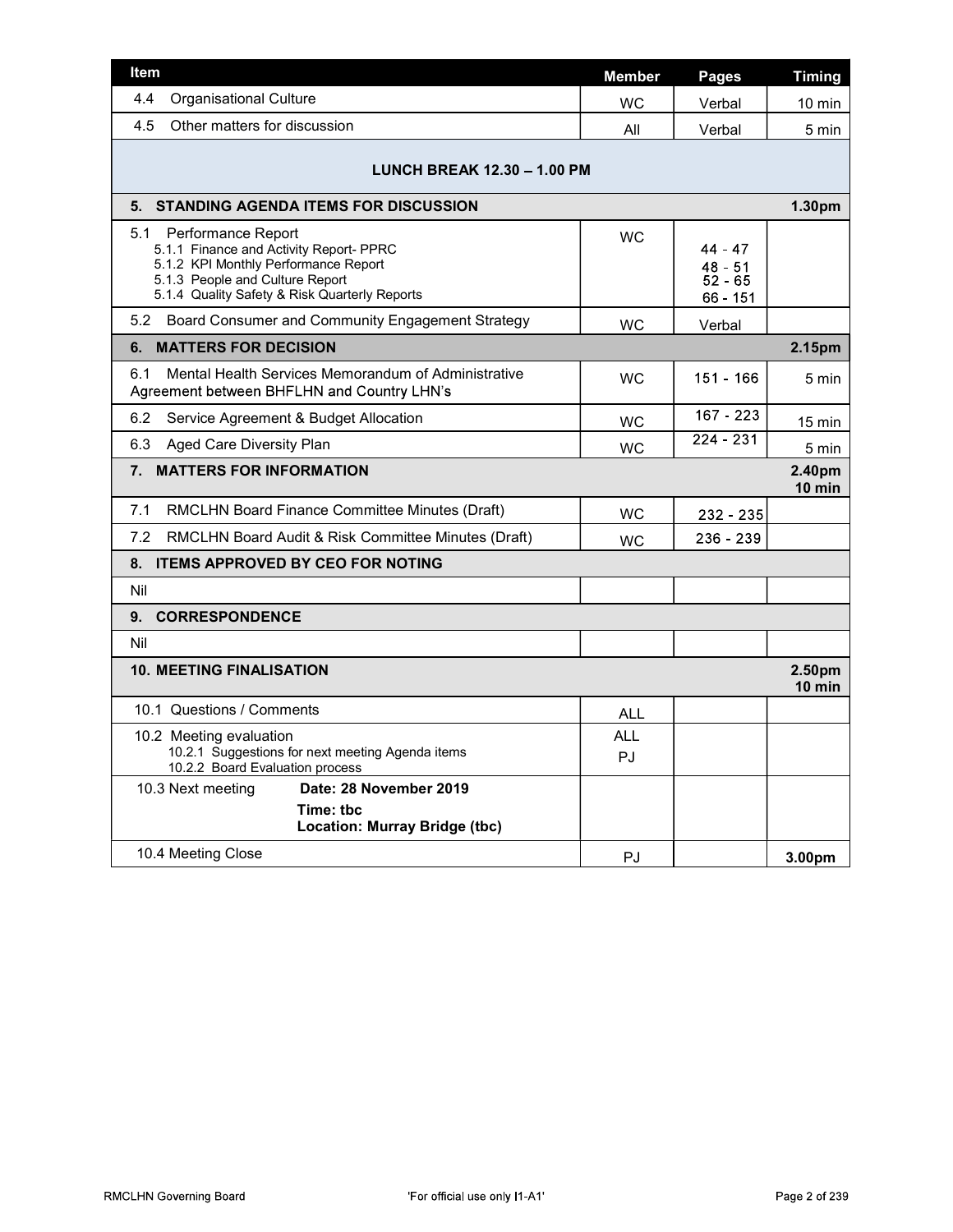| Item | Member | Pages | Timing |
|---|---|---|---|
| 4.4 Organisational Culture | WC | Verbal | 10 min |
| 4.5 Other matters for discussion | All | Verbal | 5 min |
| **LUNCH BREAK 12.30 – 1.00 PM** | | | |
| **5. STANDING AGENDA ITEMS FOR DISCUSSION** | | | **1.30pm** |
| 5.1 Performance Report<br>5.1.1 Finance and Activity Report- PPRC<br>5.1.2 KPI Monthly Performance Report<br>5.1.3 People and Culture Report<br>5.1.4 Quality Safety & Risk Quarterly Reports | WC | <br>44 - 47<br>48 - 51<br>52 - 65<br>66 - 151 | |
| 5.2 Board Consumer and Community Engagement Strategy | WC | Verbal | |
| **6. MATTERS FOR DECISION** | | | **2.15pm** |
| 6.1 Mental Health Services Memorandum of Administrative Agreement between BHFLHN and Country LHN's | WC | 151 - 166 | 5 min |
| 6.2 Service Agreement & Budget Allocation | WC | 167 - 223 | 15 min |
| 6.3 Aged Care Diversity Plan | WC | 224 - 231 | 5 min |
| **7. MATTERS FOR INFORMATION** | | | **2.40pm 10 min** |
| 7.1 RMCLHN Board Finance Committee Minutes (Draft) | WC | 232 - 235 | |
| 7.2 RMCLHN Board Audit & Risk Committee Minutes (Draft) | WC | 236 - 239 | |
| **8. ITEMS APPROVED BY CEO FOR NOTING** | | | |
| Nil | | | |
| **9. CORRESPONDENCE** | | | |
| Nil | | | |
| **10. MEETING FINALISATION** | | | **2.50pm 10 min** |
| 10.1 Questions / Comments | ALL | | |
| 10.2 Meeting evaluation<br>10.2.1 Suggestions for next meeting Agenda items<br>10.2.2 Board Evaluation process | ALL<br>PJ | | |
| 10.3 Next meeting **Date: 28 November 2019**<br>**Time: tbc**<br>**Location: Murray Bridge (tbc)** | | | |
| 10.4 Meeting Close | PJ | | **3.00pm** |